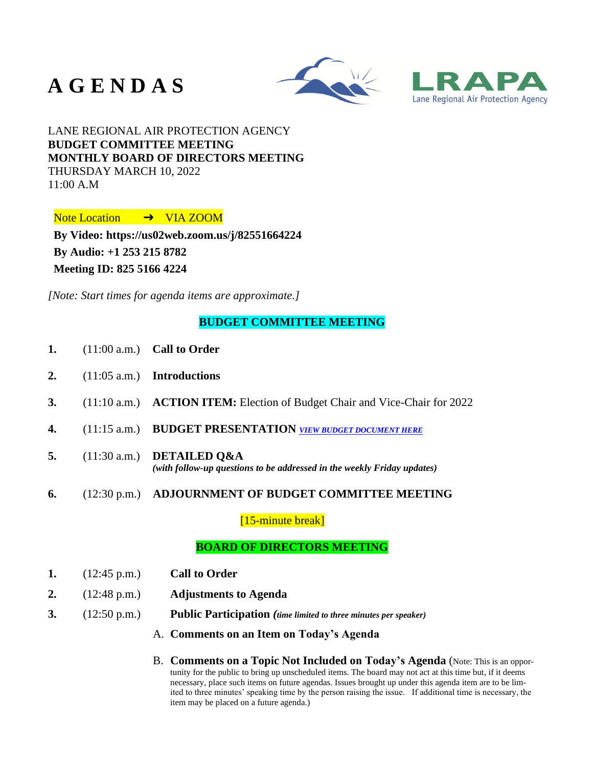# A G E N D A S

LRAPA Lane Regional Air Protection Agency

LANE REGIONAL AIR PROTECTION AGENCY
**BUDGET COMMITTEE MEETING**
**MONTHLY BOARD OF DIRECTORS MEETING**
THURSDAY MARCH 10, 2022
11:00 A.M

Note Location ➜ VIA ZOOM

**By Video: https://us02web.zoom.us/j/82551664224**
**By Audio: +1 253 215 8782**
**Meeting ID: 825 5166 4224**

*[Note: Start times for agenda items are approximate.]*

## BUDGET COMMITTEE MEETING

1. (11:00 a.m.) **Call to Order**
2. (11:05 a.m.) **Introductions**
3. (11:10 a.m.) **ACTION ITEM:** Election of Budget Chair and Vice-Chair for 2022
4. (11:15 a.m.) **BUDGET PRESENTATION** ***VIEW BUDGET DOCUMENT HERE***
5. (11:30 a.m.) **DETAILED Q&A**
   ***(with follow-up questions to be addressed in the weekly Friday updates)***
6. (12:30 p.m.) **ADJOURNMENT OF BUDGET COMMITTEE MEETING**

[15-minute break]

## BOARD OF DIRECTORS MEETING

1. (12:45 p.m.) **Call to Order**
2. (12:48 p.m.) **Adjustments to Agenda**
3. (12:50 p.m.) **Public Participation** ***(time limited to three minutes per speaker)***

   A. **Comments on an Item on Today's Agenda**

   B. **Comments on a Topic Not Included on Today's Agenda** (Note: This is an opportunity for the public to bring up unscheduled items. The board may not act at this time but, if it deems necessary, place such items on future agendas. Issues brought up under this agenda item are to be limited to three minutes' speaking time by the person raising the issue. If additional time is necessary, the item may be placed on a future agenda.)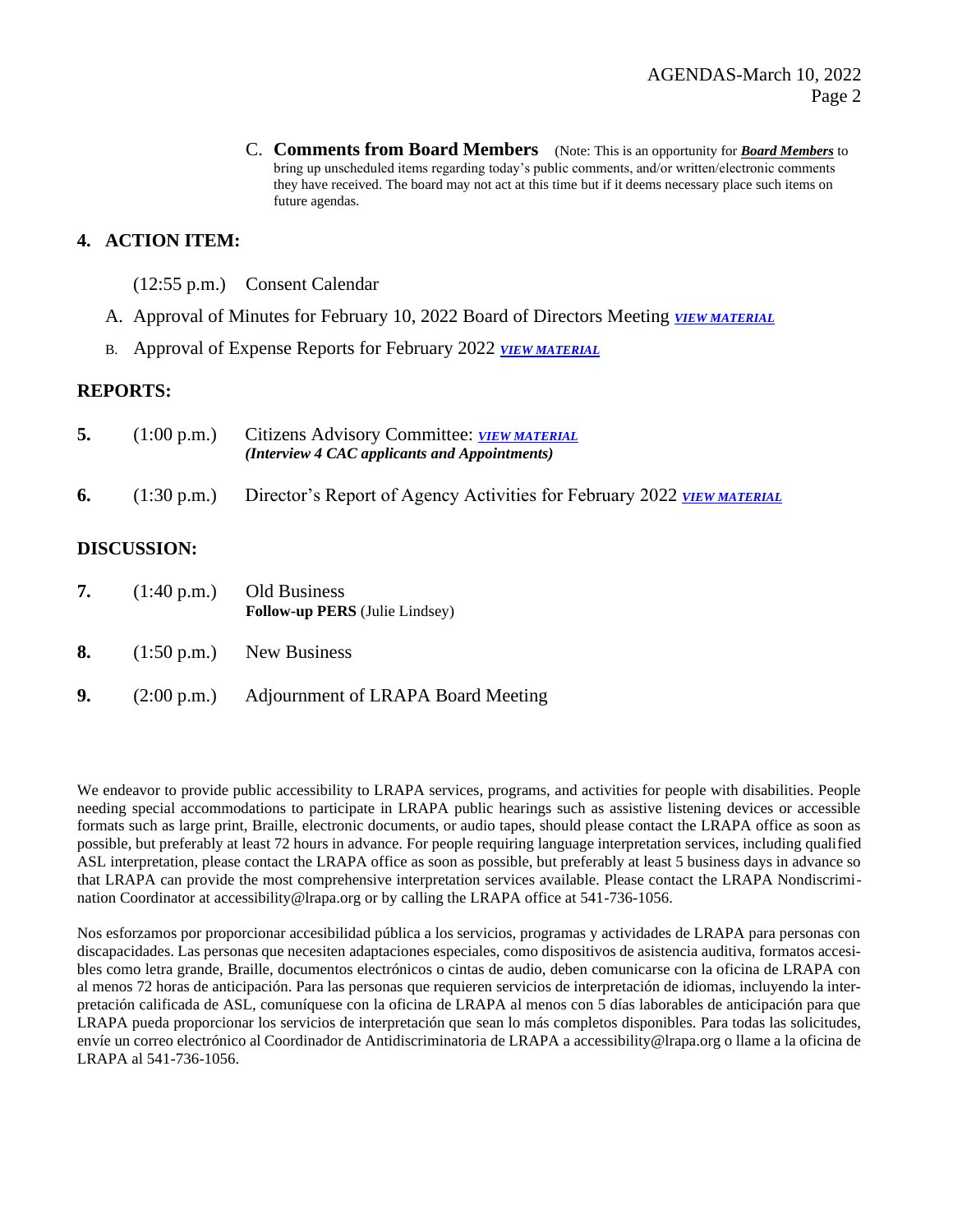C. **Comments from Board Members** (Note: This is an opportunity for ***Board Members*** to bring up unscheduled items regarding today's public comments, and/or written/electronic comments they have received. The board may not act at this time but if it deems necessary place such items on future agendas.

## 4. ACTION ITEM:

(12:55 p.m.) Consent Calendar

A. Approval of Minutes for February 10, 2022 Board of Directors Meeting ***VIEW MATERIAL***

B. Approval of Expense Reports for February 2022 ***VIEW MATERIAL***

## REPORTS:

**5.** (1:00 p.m.) Citizens Advisory Committee: ***VIEW MATERIAL***
***(Interview 4 CAC applicants and Appointments)***

**6.** (1:30 p.m.) Director's Report of Agency Activities for February 2022 ***VIEW MATERIAL***

## DISCUSSION:

**7.** (1:40 p.m.) Old Business
**Follow-up PERS** (Julie Lindsey)

**8.** (1:50 p.m.) New Business

**9.** (2:00 p.m.) Adjournment of LRAPA Board Meeting

We endeavor to provide public accessibility to LRAPA services, programs, and activities for people with disabilities. People needing special accommodations to participate in LRAPA public hearings such as assistive listening devices or accessible formats such as large print, Braille, electronic documents, or audio tapes, should please contact the LRAPA office as soon as possible, but preferably at least 72 hours in advance. For people requiring language interpretation services, including qualified ASL interpretation, please contact the LRAPA office as soon as possible, but preferably at least 5 business days in advance so that LRAPA can provide the most comprehensive interpretation services available. Please contact the LRAPA Nondiscrimination Coordinator at accessibility@lrapa.org or by calling the LRAPA office at 541-736-1056.

Nos esforzamos por proporcionar accesibilidad pública a los servicios, programas y actividades de LRAPA para personas con discapacidades. Las personas que necesiten adaptaciones especiales, como dispositivos de asistencia auditiva, formatos accesibles como letra grande, Braille, documentos electrónicos o cintas de audio, deben comunicarse con la oficina de LRAPA con al menos 72 horas de anticipación. Para las personas que requieren servicios de interpretación de idiomas, incluyendo la interpretación calificada de ASL, comuníquese con la oficina de LRAPA al menos con 5 días laborables de anticipación para que LRAPA pueda proporcionar los servicios de interpretación que sean lo más completos disponibles. Para todas las solicitudes, envíe un correo electrónico al Coordinador de Antidiscriminatoria de LRAPA a accessibility@lrapa.org o llame a la oficina de LRAPA al 541-736-1056.